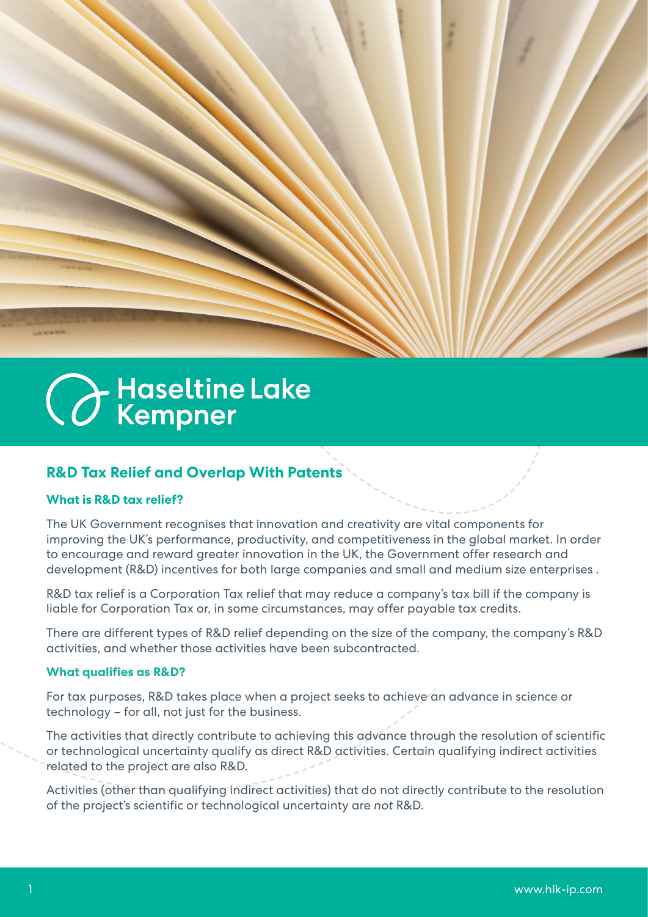Haseltine Lake Kempner

## R&D Tax Relief and Overlap With Patents

### What is R&D tax relief?

The UK Government recognises that innovation and creativity are vital components for improving the UK's performance, productivity, and competitiveness in the global market. In order to encourage and reward greater innovation in the UK, the Government offer research and development (R&D) incentives for both large companies and small and medium size enterprises .

R&D tax relief is a Corporation Tax relief that may reduce a company's tax bill if the company is liable for Corporation Tax or, in some circumstances, may offer payable tax credits.

There are different types of R&D relief depending on the size of the company, the company's R&D activities, and whether those activities have been subcontracted.

### What qualifies as R&D?

For tax purposes, R&D takes place when a project seeks to achieve an advance in science or technology – for all, not just for the business.

The activities that directly contribute to achieving this advance through the resolution of scientific or technological uncertainty qualify as direct R&D activities. Certain qualifying indirect activities related to the project are also R&D.

Activities (other than qualifying indirect activities) that do not directly contribute to the resolution of the project's scientific or technological uncertainty are *not* R&D.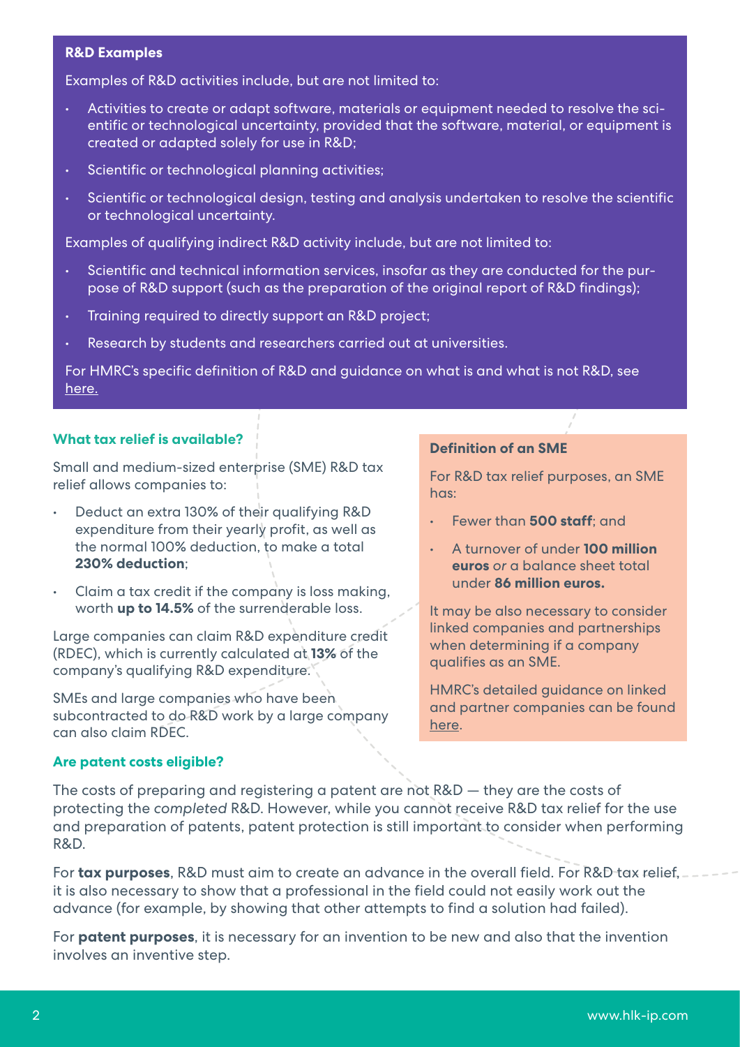### R&D Examples

Examples of R&D activities include, but are not limited to:

- Activities to create or adapt software, materials or equipment needed to resolve the scientific or technological uncertainty, provided that the software, material, or equipment is created or adapted solely for use in R&D;
- Scientific or technological planning activities;
- Scientific or technological design, testing and analysis undertaken to resolve the scientific or technological uncertainty.

Examples of qualifying indirect R&D activity include, but are not limited to:

- Scientific and technical information services, insofar as they are conducted for the purpose of R&D support (such as the preparation of the original report of R&D findings);
- Training required to directly support an R&D project;
- Research by students and researchers carried out at universities.

For HMRC's specific definition of R&D and guidance on what is and what is not R&D, see here.

### What tax relief is available?

Small and medium-sized enterprise (SME) R&D tax relief allows companies to:

- Deduct an extra 130% of their qualifying R&D expenditure from their yearly profit, as well as the normal 100% deduction, to make a total **230% deduction**;
- Claim a tax credit if the company is loss making, worth **up to 14.5%** of the surrenderable loss.

Large companies can claim R&D expenditure credit (RDEC), which is currently calculated at **13%** of the company's qualifying R&D expenditure.

SMEs and large companies who have been subcontracted to do R&D work by a large company can also claim RDEC.

### Definition of an SME

For R&D tax relief purposes, an SME has:

- Fewer than **500 staff**; and
- A turnover of under **100 million euros** *or* a balance sheet total under **86 million euros.**

It may be also necessary to consider linked companies and partnerships when determining if a company qualifies as an SME.

HMRC's detailed guidance on linked and partner companies can be found here.

### Are patent costs eligible?

The costs of preparing and registering a patent are not R&D — they are the costs of protecting the *completed* R&D. However, while you cannot receive R&D tax relief for the use and preparation of patents, patent protection is still important to consider when performing R&D.

For **tax purposes**, R&D must aim to create an advance in the overall field. For R&D tax relief, it is also necessary to show that a professional in the field could not easily work out the advance (for example, by showing that other attempts to find a solution had failed).

For **patent purposes**, it is necessary for an invention to be new and also that the invention involves an inventive step.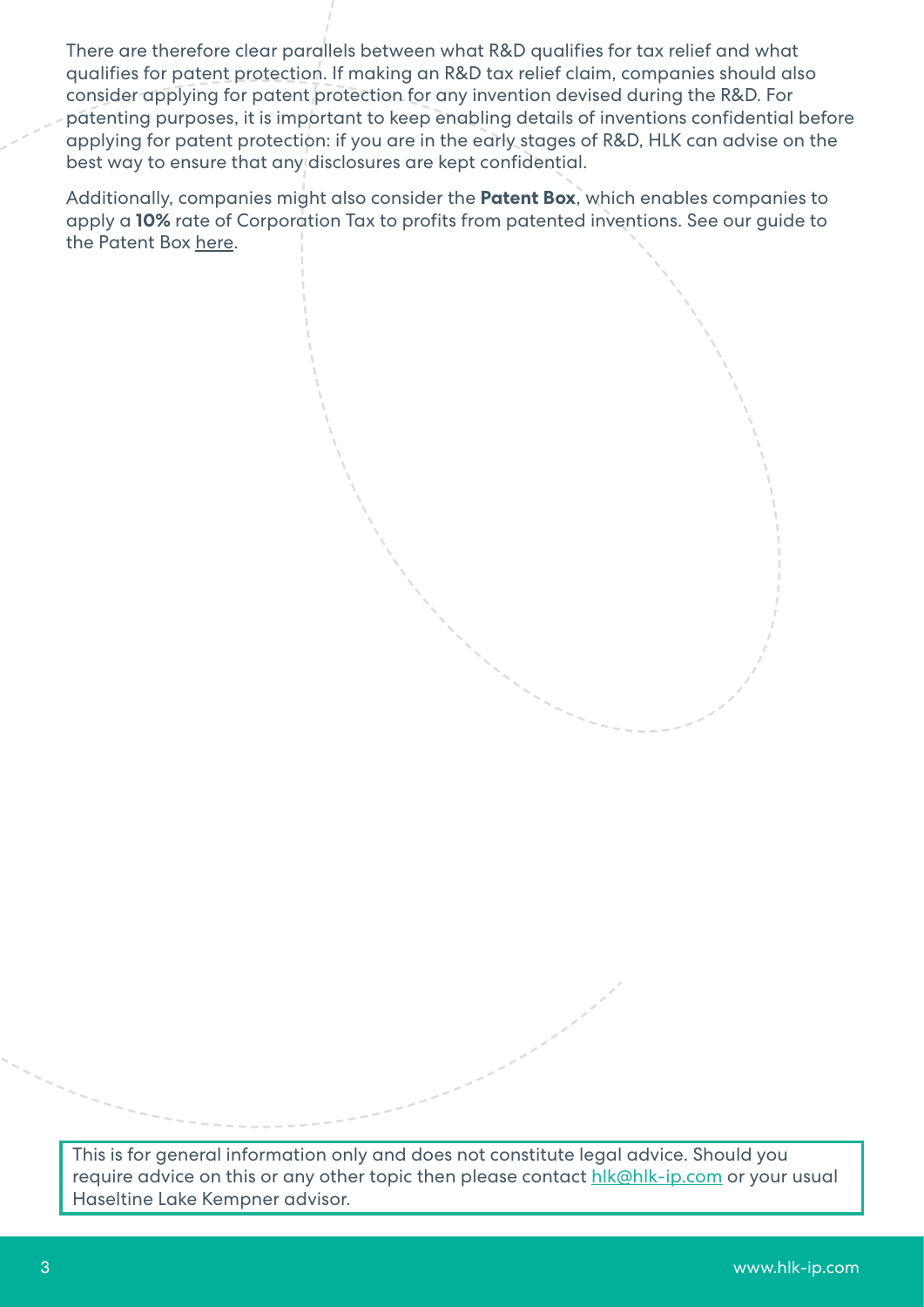There are therefore clear parallels between what R&D qualifies for tax relief and what qualifies for patent protection. If making an R&D tax relief claim, companies should also consider applying for patent protection for any invention devised during the R&D. For patenting purposes, it is important to keep enabling details of inventions confidential before applying for patent protection: if you are in the early stages of R&D, HLK can advise on the best way to ensure that any disclosures are kept confidential.

Additionally, companies might also consider the **Patent Box**, which enables companies to apply a **10%** rate of Corporation Tax to profits from patented inventions. See our guide to the Patent Box here.

This is for general information only and does not constitute legal advice. Should you require advice on this or any other topic then please contact hlk@hlk-ip.com or your usual Haseltine Lake Kempner advisor.